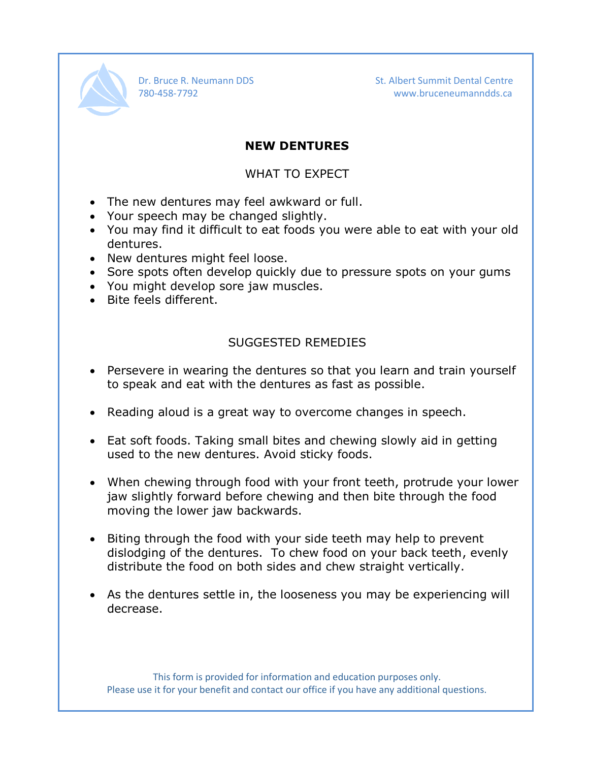Dr. Bruce R. Neumann DDS
780-458-7792

St. Albert Summit Dental Centre
www.bruceneumanndds.ca

# NEW DENTURES

## WHAT TO EXPECT

- The new dentures may feel awkward or full.
- Your speech may be changed slightly.
- You may find it difficult to eat foods you were able to eat with your old dentures.
- New dentures might feel loose.
- Sore spots often develop quickly due to pressure spots on your gums
- You might develop sore jaw muscles.
- Bite feels different.

## SUGGESTED REMEDIES

- Persevere in wearing the dentures so that you learn and train yourself to speak and eat with the dentures as fast as possible.

- Reading aloud is a great way to overcome changes in speech.

- Eat soft foods. Taking small bites and chewing slowly aid in getting used to the new dentures. Avoid sticky foods.

- When chewing through food with your front teeth, protrude your lower jaw slightly forward before chewing and then bite through the food moving the lower jaw backwards.

- Biting through the food with your side teeth may help to prevent dislodging of the dentures. To chew food on your back teeth, evenly distribute the food on both sides and chew straight vertically.

- As the dentures settle in, the looseness you may be experiencing will decrease.

This form is provided for information and education purposes only.
Please use it for your benefit and contact our office if you have any additional questions.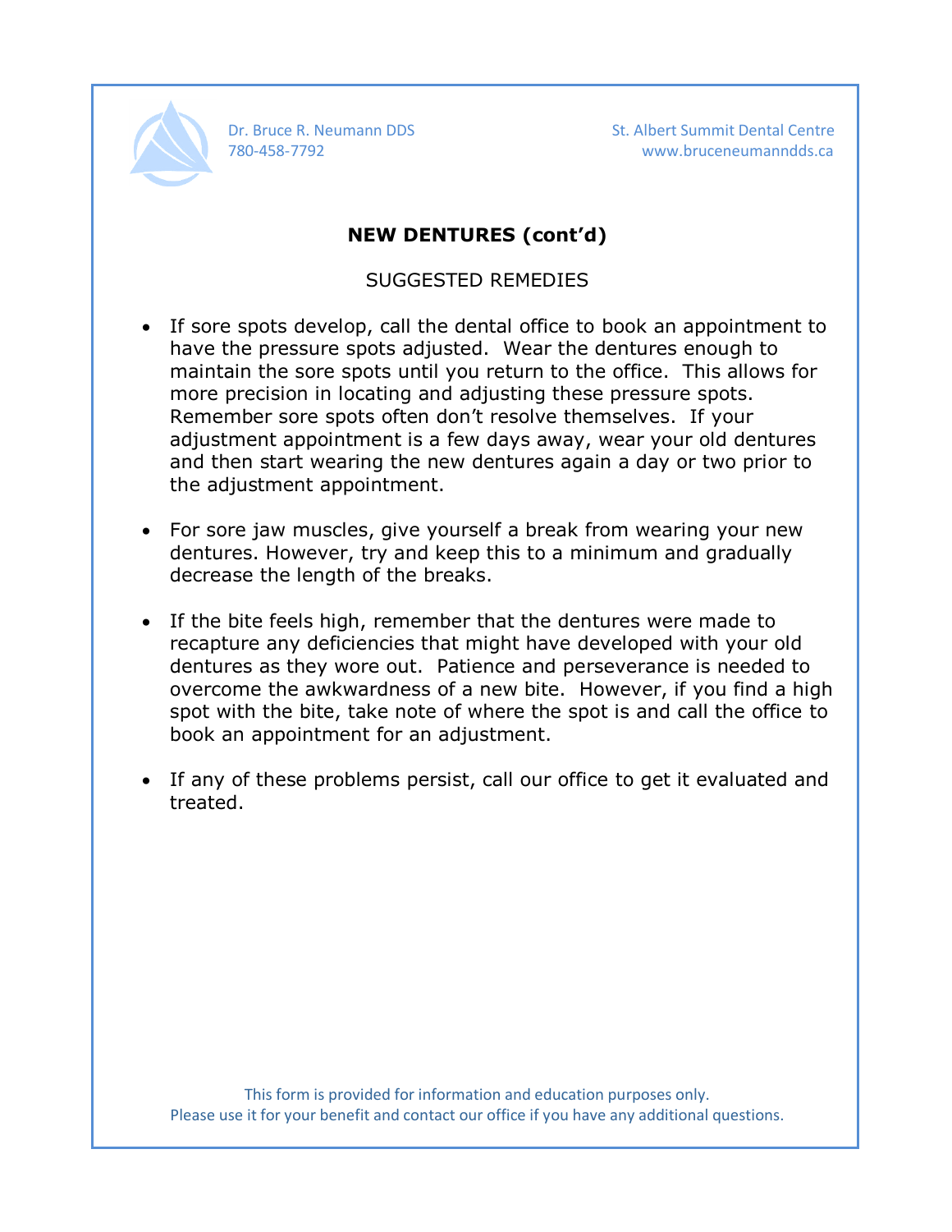Dr. Bruce R. Neumann DDS
780-458-7792

St. Albert Summit Dental Centre
www.bruceneumanndds.ca

## NEW DENTURES (cont'd)

SUGGESTED REMEDIES

- If sore spots develop, call the dental office to book an appointment to have the pressure spots adjusted. Wear the dentures enough to maintain the sore spots until you return to the office. This allows for more precision in locating and adjusting these pressure spots. Remember sore spots often don't resolve themselves. If your adjustment appointment is a few days away, wear your old dentures and then start wearing the new dentures again a day or two prior to the adjustment appointment.

- For sore jaw muscles, give yourself a break from wearing your new dentures. However, try and keep this to a minimum and gradually decrease the length of the breaks.

- If the bite feels high, remember that the dentures were made to recapture any deficiencies that might have developed with your old dentures as they wore out. Patience and perseverance is needed to overcome the awkwardness of a new bite. However, if you find a high spot with the bite, take note of where the spot is and call the office to book an appointment for an adjustment.

- If any of these problems persist, call our office to get it evaluated and treated.

This form is provided for information and education purposes only.
Please use it for your benefit and contact our office if you have any additional questions.